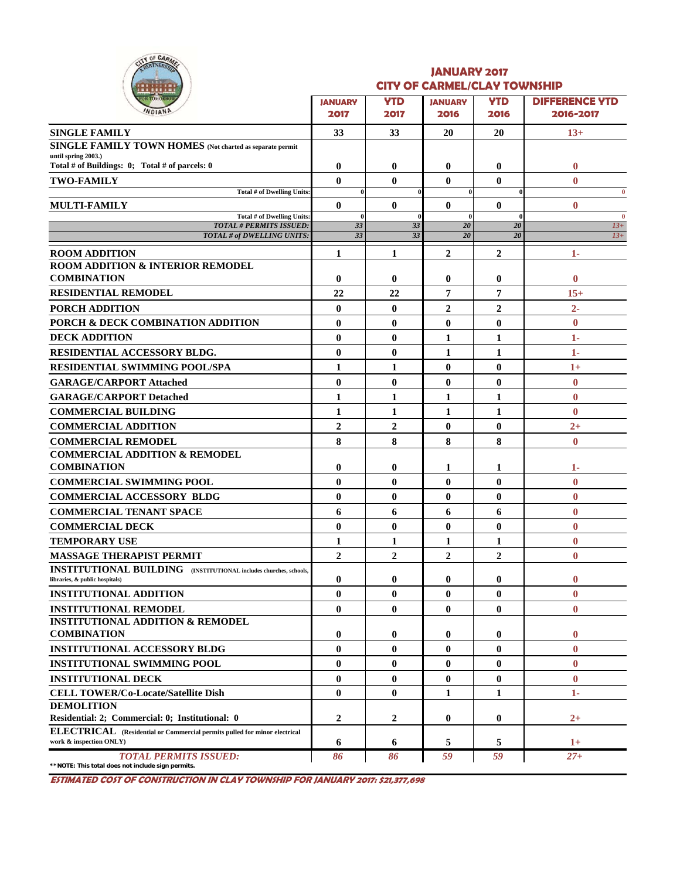# JANUARY 2017
## CITY OF CARMEL/CLAY TOWNSHIP

| | JANUARY 2017 | YTD 2017 | JANUARY 2016 | YTD 2016 | DIFFERENCE YTD 2016-2017 |
|---|---|---|---|---|---|
| **SINGLE FAMILY** | 33 | 33 | 20 | 20 | 13+ |
| **SINGLE FAMILY TOWN HOMES** (Not charted as separate permit until spring 2003.) Total # of Buildings: 0; Total # of parcels: 0 | 0 | 0 | 0 | 0 | 0 |
| **TWO-FAMILY** | 0 | 0 | 0 | 0 | 0 |
| Total # of Dwelling Units: | 0 | 0 | 0 | 0 | 0 |
| **MULTI-FAMILY** | 0 | 0 | 0 | 0 | 0 |
| Total # of Dwelling Units: | 0 | 0 | 0 | 0 | 0 |
| *TOTAL # PERMITS ISSUED:* | *33* | *33* | *20* | *20* | *13+* |
| *TOTAL # of DWELLING UNITS:* | *33* | *33* | *20* | *20* | *13+* |
| **ROOM ADDITION** | 1 | 1 | 2 | 2 | 1- |
| **ROOM ADDITION & INTERIOR REMODEL COMBINATION** | 0 | 0 | 0 | 0 | 0 |
| **RESIDENTIAL REMODEL** | 22 | 22 | 7 | 7 | 15+ |
| **PORCH ADDITION** | 0 | 0 | 2 | 2 | 2- |
| **PORCH & DECK COMBINATION ADDITION** | 0 | 0 | 0 | 0 | 0 |
| **DECK ADDITION** | 0 | 0 | 1 | 1 | 1- |
| **RESIDENTIAL ACCESSORY BLDG.** | 0 | 0 | 1 | 1 | 1- |
| **RESIDENTIAL SWIMMING POOL/SPA** | 1 | 1 | 0 | 0 | 1+ |
| **GARAGE/CARPORT Attached** | 0 | 0 | 0 | 0 | 0 |
| **GARAGE/CARPORT Detached** | 1 | 1 | 1 | 1 | 0 |
| **COMMERCIAL BUILDING** | 1 | 1 | 1 | 1 | 0 |
| **COMMERCIAL ADDITION** | 2 | 2 | 0 | 0 | 2+ |
| **COMMERCIAL REMODEL** | 8 | 8 | 8 | 8 | 0 |
| **COMMERCIAL ADDITION & REMODEL COMBINATION** | 0 | 0 | 1 | 1 | 1- |
| **COMMERCIAL SWIMMING POOL** | 0 | 0 | 0 | 0 | 0 |
| **COMMERCIAL ACCESSORY BLDG** | 0 | 0 | 0 | 0 | 0 |
| **COMMERCIAL TENANT SPACE** | 6 | 6 | 6 | 6 | 0 |
| **COMMERCIAL DECK** | 0 | 0 | 0 | 0 | 0 |
| **TEMPORARY USE** | 1 | 1 | 1 | 1 | 0 |
| **MASSAGE THERAPIST PERMIT** | 2 | 2 | 2 | 2 | 0 |
| **INSTITUTIONAL BUILDING** (INSTITUTIONAL includes churches, schools, libraries, & public hospitals) | 0 | 0 | 0 | 0 | 0 |
| **INSTITUTIONAL ADDITION** | 0 | 0 | 0 | 0 | 0 |
| **INSTITUTIONAL REMODEL** | 0 | 0 | 0 | 0 | 0 |
| **INSTITUTIONAL ADDITION & REMODEL COMBINATION** | 0 | 0 | 0 | 0 | 0 |
| **INSTITUTIONAL ACCESSORY BLDG** | 0 | 0 | 0 | 0 | 0 |
| **INSTITUTIONAL SWIMMING POOL** | 0 | 0 | 0 | 0 | 0 |
| **INSTITUTIONAL DECK** | 0 | 0 | 0 | 0 | 0 |
| **CELL TOWER/Co-Locate/Satellite Dish** | 0 | 0 | 1 | 1 | 1- |
| **DEMOLITION** Residential: 2; Commercial: 0; Institutional: 0 | 2 | 2 | 0 | 0 | 2+ |
| **ELECTRICAL** (Residential or Commercial permits pulled for minor electrical work & inspection ONLY) | 6 | 6 | 5 | 5 | 1+ |
| *TOTAL PERMITS ISSUED:* | *86* | *86* | *59* | *59* | *27+* |

**NOTE: This total does not include sign permits.

***ESTIMATED COST OF CONSTRUCTION IN CLAY TOWNSHIP FOR JANUARY 2017: $21,377,698***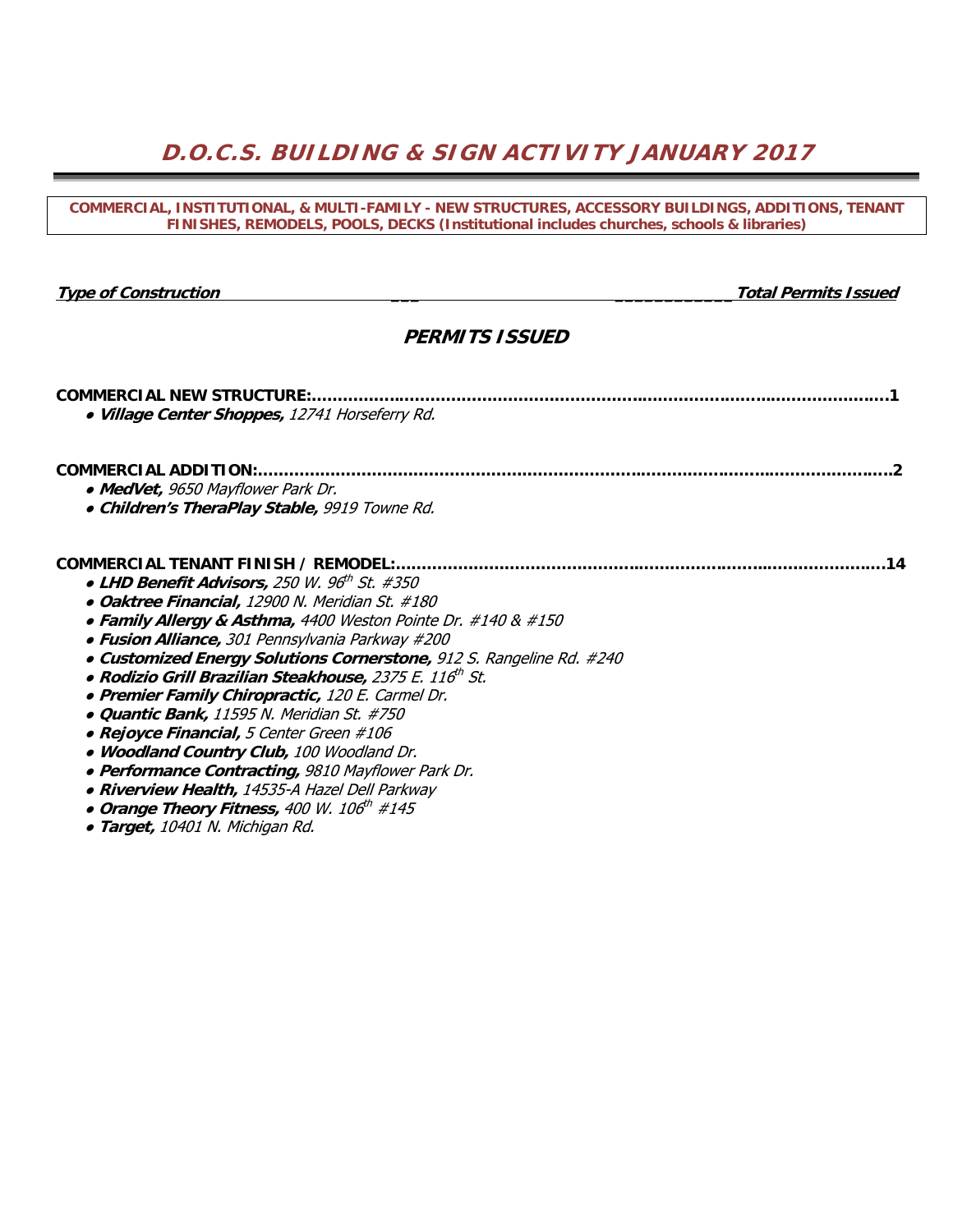# D.O.C.S. BUILDING & SIGN ACTIVITY JANUARY 2017

**COMMERCIAL, INSTITUTIONAL, & MULTI-FAMILY - NEW STRUCTURES, ACCESSORY BUILDINGS, ADDITIONS, TENANT FINISHES, REMODELS, POOLS, DECKS (Institutional includes churches, schools & libraries)**

***Type of Construction*** ***Total Permits Issued***

## *PERMITS ISSUED*

**COMMERCIAL NEW STRUCTURE:**......................................................................................................................1

- ***Village Center Shoppes,*** *12741 Horseferry Rd.*

**COMMERCIAL ADDITION:**..............................................................................................................................2

- ***MedVet,*** *9650 Mayflower Park Dr.*
- ***Children's TheraPlay Stable,*** *9919 Towne Rd.*

**COMMERCIAL TENANT FINISH / REMODEL:**...............................................................................................14

- ***LHD Benefit Advisors,*** *250 W. 96th St. #350*
- ***Oaktree Financial,*** *12900 N. Meridian St. #180*
- ***Family Allergy & Asthma,*** *4400 Weston Pointe Dr. #140 & #150*
- ***Fusion Alliance,*** *301 Pennsylvania Parkway #200*
- ***Customized Energy Solutions Cornerstone,*** *912 S. Rangeline Rd. #240*
- ***Rodizio Grill Brazilian Steakhouse,*** *2375 E. 116th St.*
- ***Premier Family Chiropractic,*** *120 E. Carmel Dr.*
- ***Quantic Bank,*** *11595 N. Meridian St. #750*
- ***Rejoyce Financial,*** *5 Center Green #106*
- ***Woodland Country Club,*** *100 Woodland Dr.*
- ***Performance Contracting,*** *9810 Mayflower Park Dr.*
- ***Riverview Health,*** *14535-A Hazel Dell Parkway*
- ***Orange Theory Fitness,*** *400 W. 106th #145*
- ***Target,*** *10401 N. Michigan Rd.*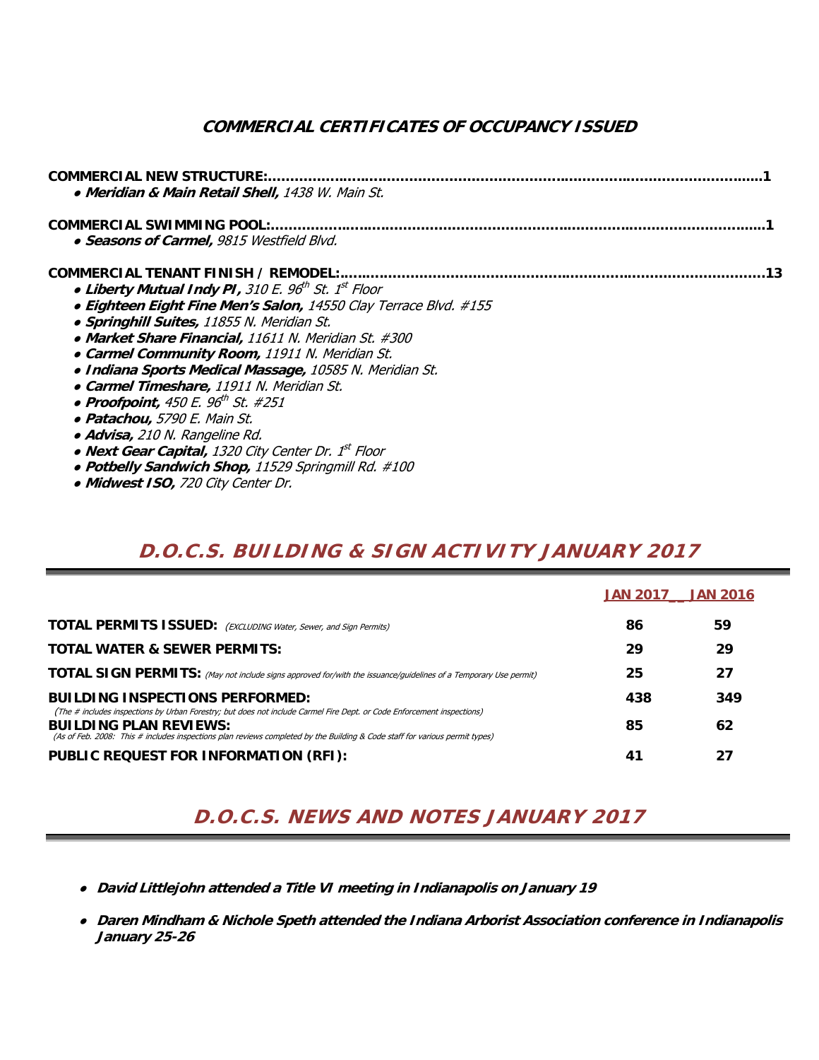## *COMMERCIAL CERTIFICATES OF OCCUPANCY ISSUED*

**COMMERCIAL NEW STRUCTURE:..........................................................................................................1**
- ***Meridian & Main Retail Shell,*** *1438 W. Main St.*

**COMMERCIAL SWIMMING POOL:.......................................................................................................1**
- ***Seasons of Carmel,*** *9815 Westfield Blvd.*

**COMMERCIAL TENANT FINISH / REMODEL:.......................................................................................13**
- ***Liberty Mutual Indy PI,*** *310 E. 96th St. 1st Floor*
- ***Eighteen Eight Fine Men's Salon,*** *14550 Clay Terrace Blvd. #155*
- ***Springhill Suites,*** *11855 N. Meridian St.*
- ***Market Share Financial,*** *11611 N. Meridian St. #300*
- ***Carmel Community Room,*** *11911 N. Meridian St.*
- ***Indiana Sports Medical Massage,*** *10585 N. Meridian St.*
- ***Carmel Timeshare,*** *11911 N. Meridian St.*
- ***Proofpoint,*** *450 E. 96th St. #251*
- ***Patachou,*** *5790 E. Main St.*
- ***Advisa,*** *210 N. Rangeline Rd.*
- ***Next Gear Capital,*** *1320 City Center Dr. 1st Floor*
- ***Potbelly Sandwich Shop,*** *11529 Springmill Rd. #100*
- ***Midwest ISO,*** *720 City Center Dr.*

## *D.O.C.S. BUILDING & SIGN ACTIVITY JANUARY 2017*

| | JAN 2017 | JAN 2016 |
|---|---|---|
| **TOTAL PERMITS ISSUED:** *(EXCLUDING Water, Sewer, and Sign Permits)* | 86 | 59 |
| **TOTAL WATER & SEWER PERMITS:** | 29 | 29 |
| **TOTAL SIGN PERMITS:** *(May not include signs approved for/with the issuance/guidelines of a Temporary Use permit)* | 25 | 27 |
| **BUILDING INSPECTIONS PERFORMED:** *(The # includes inspections by Urban Forestry; but does not include Carmel Fire Dept. or Code Enforcement inspections)* | 438 | 349 |
| **BUILDING PLAN REVIEWS:** *(As of Feb. 2008: This # includes inspections plan reviews completed by the Building & Code staff for various permit types)* | 85 | 62 |
| **PUBLIC REQUEST FOR INFORMATION (RFI):** | 41 | 27 |

## *D.O.C.S. NEWS AND NOTES JANUARY 2017*

- ***David Littlejohn attended a Title VI meeting in Indianapolis on January 19***
- ***Daren Mindham & Nichole Speth attended the Indiana Arborist Association conference in Indianapolis January 25-26***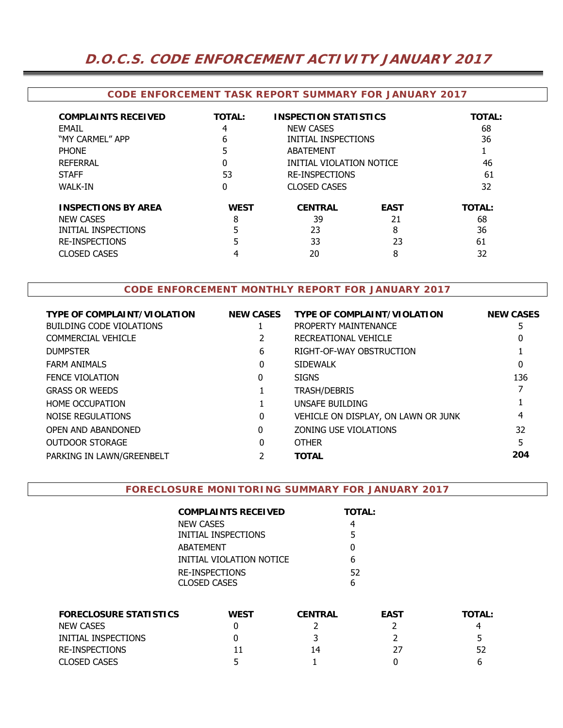# D.O.C.S. CODE ENFORCEMENT ACTIVITY JANUARY 2017

## CODE ENFORCEMENT TASK REPORT SUMMARY FOR JANUARY 2017

| COMPLAINTS RECEIVED | TOTAL: | INSPECTION STATISTICS | TOTAL: |
|---|---|---|---|
| EMAIL | 4 | NEW CASES | 68 |
| "MY CARMEL" APP | 6 | INITIAL INSPECTIONS | 36 |
| PHONE | 5 | ABATEMENT | 1 |
| REFERRAL | 0 | INITIAL VIOLATION NOTICE | 46 |
| STAFF | 53 | RE-INSPECTIONS | 61 |
| WALK-IN | 0 | CLOSED CASES | 32 |

| INSPECTIONS BY AREA | WEST | CENTRAL | EAST | TOTAL: |
|---|---|---|---|---|
| NEW CASES | 8 | 39 | 21 | 68 |
| INITIAL INSPECTIONS | 5 | 23 | 8 | 36 |
| RE-INSPECTIONS | 5 | 33 | 23 | 61 |
| CLOSED CASES | 4 | 20 | 8 | 32 |

## CODE ENFORCEMENT MONTHLY REPORT FOR JANUARY 2017

| TYPE OF COMPLAINT/VIOLATION | NEW CASES | TYPE OF COMPLAINT/VIOLATION | NEW CASES |
|---|---|---|---|
| BUILDING CODE VIOLATIONS | 1 | PROPERTY MAINTENANCE | 5 |
| COMMERCIAL VEHICLE | 2 | RECREATIONAL VEHICLE | 0 |
| DUMPSTER | 6 | RIGHT-OF-WAY OBSTRUCTION | 1 |
| FARM ANIMALS | 0 | SIDEWALK | 0 |
| FENCE VIOLATION | 0 | SIGNS | 136 |
| GRASS OR WEEDS | 1 | TRASH/DEBRIS | 7 |
| HOME OCCUPATION | 1 | UNSAFE BUILDING | 1 |
| NOISE REGULATIONS | 0 | VEHICLE ON DISPLAY, ON LAWN OR JUNK | 4 |
| OPEN AND ABANDONED | 0 | ZONING USE VIOLATIONS | 32 |
| OUTDOOR STORAGE | 0 | OTHER | 5 |
| PARKING IN LAWN/GREENBELT | 2 | **TOTAL** | **204** |

## FORECLOSURE MONITORING SUMMARY FOR JANUARY 2017

| COMPLAINTS RECEIVED | TOTAL: |
|---|---|
| NEW CASES | 4 |
| INITIAL INSPECTIONS | 5 |
| ABATEMENT | 0 |
| INITIAL VIOLATION NOTICE | 6 |
| RE-INSPECTIONS | 52 |
| CLOSED CASES | 6 |

| FORECLOSURE STATISTICS | WEST | CENTRAL | EAST | TOTAL: |
|---|---|---|---|---|
| NEW CASES | 0 | 2 | 2 | 4 |
| INITIAL INSPECTIONS | 0 | 3 | 2 | 5 |
| RE-INSPECTIONS | 11 | 14 | 27 | 52 |
| CLOSED CASES | 5 | 1 | 0 | 6 |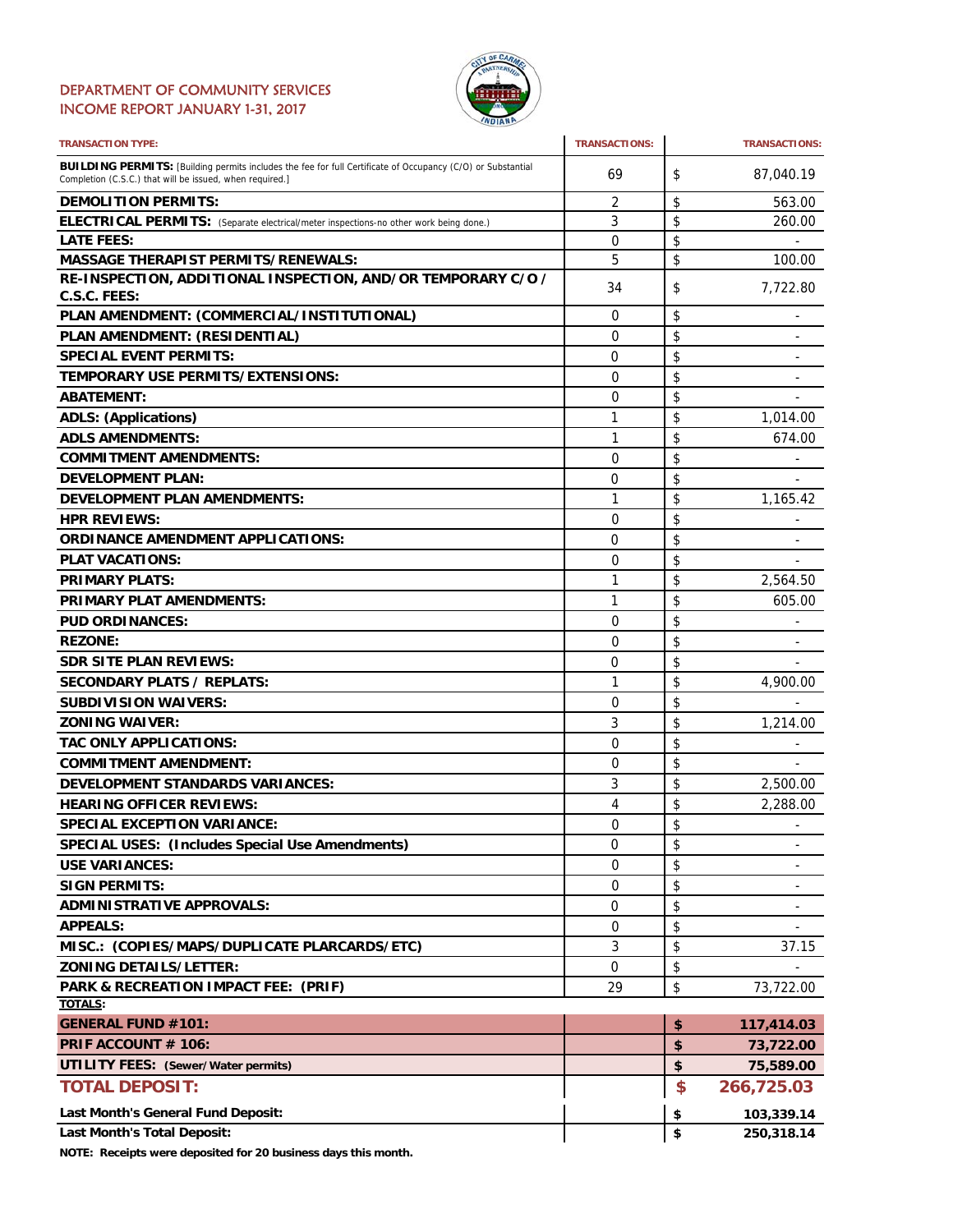# DEPARTMENT OF COMMUNITY SERVICES
## INCOME REPORT JANUARY 1-31, 2017

| TRANSACTION TYPE: | TRANSACTIONS: | TRANSACTIONS: |
|---|---|---|
| **BUILDING PERMITS:** [Building permits includes the fee for full Certificate of Occupancy (C/O) or Substantial Completion (C.S.C.) that will be issued, when required.] | 69 | $ 87,040.19 |
| **DEMOLITION PERMITS:** | 2 | $ 563.00 |
| **ELECTRICAL PERMITS:** (Separate electrical/meter inspections-no other work being done.) | 3 | $ 260.00 |
| **LATE FEES:** | 0 | $ - |
| **MASSAGE THERAPIST PERMITS/RENEWALS:** | 5 | $ 100.00 |
| **RE-INSPECTION, ADDITIONAL INSPECTION, AND/OR TEMPORARY C/O / C.S.C. FEES:** | 34 | $ 7,722.80 |
| **PLAN AMENDMENT: (COMMERCIAL/INSTITUTIONAL)** | 0 | $ - |
| **PLAN AMENDMENT: (RESIDENTIAL)** | 0 | $ - |
| **SPECIAL EVENT PERMITS:** | 0 | $ - |
| **TEMPORARY USE PERMITS/EXTENSIONS:** | 0 | $ - |
| **ABATEMENT:** | 0 | $ - |
| **ADLS: (Applications)** | 1 | $ 1,014.00 |
| **ADLS AMENDMENTS:** | 1 | $ 674.00 |
| **COMMITMENT AMENDMENTS:** | 0 | $ - |
| **DEVELOPMENT PLAN:** | 0 | $ - |
| **DEVELOPMENT PLAN AMENDMENTS:** | 1 | $ 1,165.42 |
| **HPR REVIEWS:** | 0 | $ - |
| **ORDINANCE AMENDMENT APPLICATIONS:** | 0 | $ - |
| **PLAT VACATIONS:** | 0 | $ - |
| **PRIMARY PLATS:** | 1 | $ 2,564.50 |
| **PRIMARY PLAT AMENDMENTS:** | 1 | $ 605.00 |
| **PUD ORDINANCES:** | 0 | $ - |
| **REZONE:** | 0 | $ - |
| **SDR SITE PLAN REVIEWS:** | 0 | $ - |
| **SECONDARY PLATS / REPLATS:** | 1 | $ 4,900.00 |
| **SUBDIVISION WAIVERS:** | 0 | $ - |
| **ZONING WAIVER:** | 3 | $ 1,214.00 |
| **TAC ONLY APPLICATIONS:** | 0 | $ - |
| **COMMITMENT AMENDMENT:** | 0 | $ - |
| **DEVELOPMENT STANDARDS VARIANCES:** | 3 | $ 2,500.00 |
| **HEARING OFFICER REVIEWS:** | 4 | $ 2,288.00 |
| **SPECIAL EXCEPTION VARIANCE:** | 0 | $ - |
| **SPECIAL USES: (Includes Special Use Amendments)** | 0 | $ - |
| **USE VARIANCES:** | 0 | $ - |
| **SIGN PERMITS:** | 0 | $ - |
| **ADMINISTRATIVE APPROVALS:** | 0 | $ - |
| **APPEALS:** | 0 | $ - |
| **MISC.: (COPIES/MAPS/DUPLICATE PLARCARDS/ETC)** | 3 | $ 37.15 |
| **ZONING DETAILS/LETTER:** | 0 | $ - |
| **PARK & RECREATION IMPACT FEE: (PRIF)** | 29 | $ 73,722.00 |
| **TOTALS:** | | |
| **GENERAL FUND #101:** | | **$ 117,414.03** |
| **PRIF ACCOUNT # 106:** | | **$ 73,722.00** |
| **UTILITY FEES: (Sewer/Water permits)** | | **$ 75,589.00** |
| **TOTAL DEPOSIT:** | | **$ 266,725.03** |
| **Last Month's General Fund Deposit:** | | **$ 103,339.14** |
| **Last Month's Total Deposit:** | | **$ 250,318.14** |

**NOTE: Receipts were deposited for 20 business days this month.**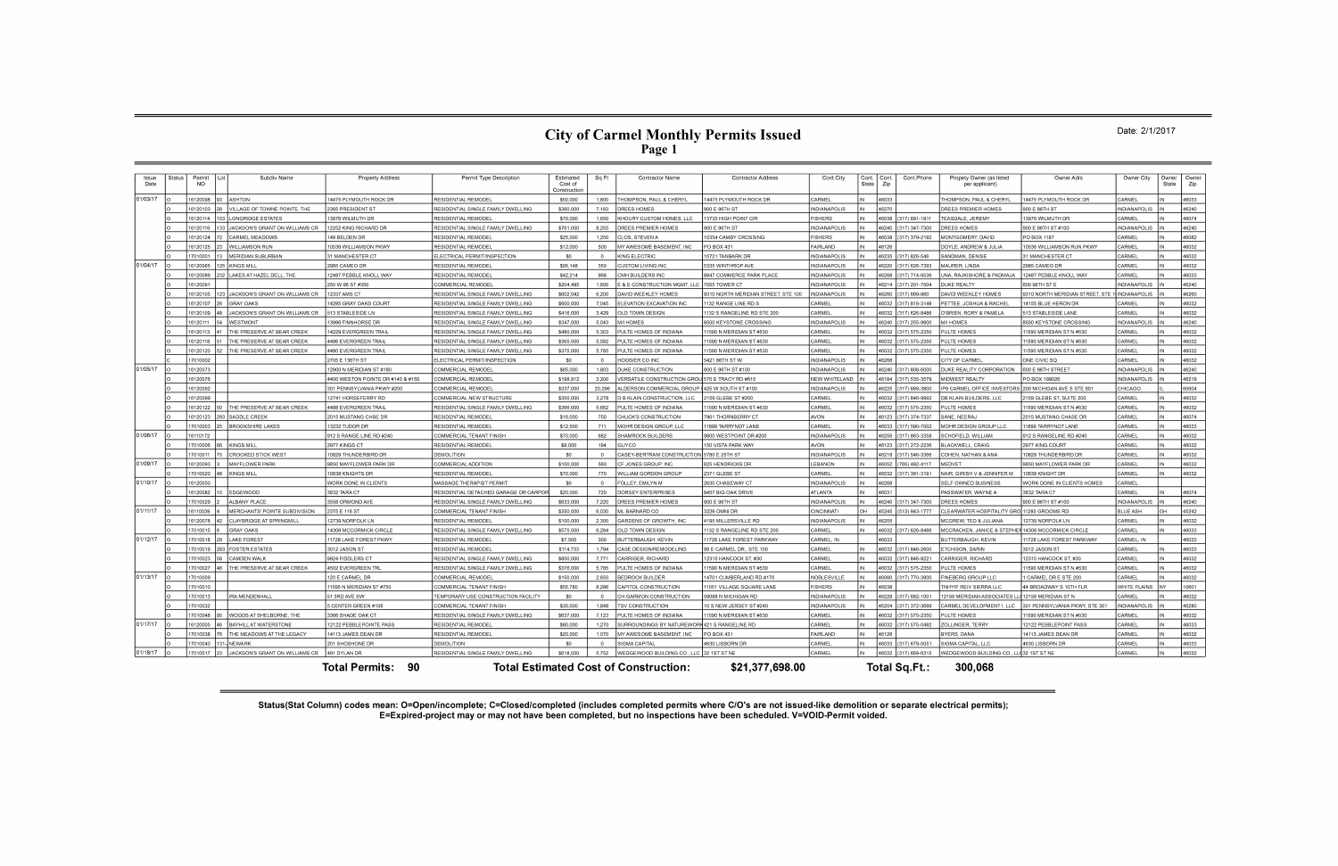# City of Carmel Monthly Permits Issued

Date: 2/1/2017

| Issue Date | Status | Permit NO | Lot | Subdiv Name | Property Address | Permit Type Description | Estimated Cost of Construction | Sq Ft | Contractor Name | Contractor Address | Cont.City | Cont. State | Cont. Zip | Cont.Phone | Propety Owner (as listed per applicant) | Owner Adrs | Owner City | Owner State | Owner Zip |
|---|---|---|---|---|---|---|---|---|---|---|---|---|---|---|---|---|---|---|---|
| 01/03/17 | O | 16120088 | 93 | ASHTON | 14475 PLYMOUTH ROCK DR | RESIDENTIAL REMODEL | $50,000 | 1,800 | THOMPSON, PAUL & CHERYL | 14475 PLYMOUTH ROCK DR | CARMEL | IN | 46033 | | THOMPSON, PAUL & CHERYL | 14475 PLYMOUTH ROCK DR | CARMEL | IN | 46033 |
| | O | 16120103 | 29 | VILLAGE OF TOWNE POINTE, THE | 2365 PRESIDENT ST | RESIDENTIAL SINGLE FAMILY DWELLING | $360,000 | 7,193 | DREES HOMES | 900 E 96TH ST | INDIANAPOLIS | IN | 46270 | | DREES PREMIER HOMES | 900 E 96TH ST | INDIANAPOLIS | IN | 46240 |
| | O | 16120114 | 153 | LONGRIDGE ESTATES | 13976 WILMUTH DR | RESIDENTIAL REMODEL | $70,000 | 1,650 | KHOURY CUSTOM HOMES, LLC | 13735 HIGH POINT CIR | FISHERS | IN | 46038 | (317) 691-1911 | TEASDALE, JEREMY | 13976 WILMUTH DR | CARMEL | IN | 46074 |
| | O | 16120119 | 133 | JACKSON'S GRANT ON WILLIAMS CR | 12252 KING RICHARD DR | RESIDENTIAL SINGLE FAMILY DWELLING | $761,000 | 8,255 | DREES PREMIER HOMES | 900 E 96TH ST | INDIANAPOLIS | IN | 46240 | (317) 347-7300 | DREES HOMES | 900 E 96TH ST #100 | INDIANAPOLIS | IN | 46240 |
| | O | 16120124 | 72 | CARMEL MEADOWS | 149 BELDEN DR | RESIDENTIAL REMODEL | $25,000 | 1,250 | CLOS, STEVEN A | 10354 CAMBY CROSSING | FISHERS | IN | 46038 | (317) 379-2192 | MONTGOMERY, DAVID | PO BOX 1187 | CARMEL | IN | 46082 |
| | O | 16120125 | 23 | WILLIAMSON RUN | 10538 WILLIAMSON PKWY | RESIDENTIAL REMODEL | $12,000 | 500 | MY AWESOME BASEMENT, INC | PO BOX 431 | FAIRLAND | IN | 46126 | | DOYLE, ANDREW & JULIA | 10538 WILLIAMSON RUN PKWY | CARMEL | IN | 46032 |
| | O | 17010001 | 13 | MERIDIAN SUBURBAN | 31 MANCHESTER CT | ELECTRICAL PERMIT/INSPECTION | $0 | 0 | KING ELECTRIC | 10721 TANBARK DR | INDIANAPOLIS | IN | 46235 | (317) 826-546 | SANDMAN, DENISE | 31 MANCHESTER CT | CARMEL | IN | 46032 |
| 01/04/17 | O | 16120065 | 125 | KINGS MILL | 2985 CAMEO DR | RESIDENTIAL REMODEL | $95,148 | 350 | CUSTOM LIVING INC | 5335 WINTHROP AVE | INDIANAPOLIS | IN | 46220 | (317) 626-7393 | MAURER, LINDA | 2985 CAMEO DR | CARMEL | IN | 46032 |
| | O | 16120089 | 232 | LAKES AT HAZEL DELL, THE | 12487 PEBBLE KNOLL WAY | RESIDENTIAL REMODEL | $42,214 | 966 | CMH BUILDERS INC | 8847 COMMERCE PARK PLACE | INDIANAPOLIS | IN | 46268 | (317) 714-6536 | UNA, RAJKISHORE & PADMAJA | 12487 PEBBLE KNOLL WAY | CARMEL | IN | 46033 |
| | O | 16120091 | | | 250 W 96 ST #250 | COMMERCIAL REMODEL | $204,495 | 1,806 | E & E CONSTRUCTION MGMT, LLC | 7053 TOWER CT | INDIANAPOLIS | IN | 46214 | (317) 291-7504 | DUKE REALTY | 600 96TH ST E | INDIANAPOLIS | IN | 46240 |
| | O | 16120105 | 123 | JACKSON'S GRANT ON WILLIAMS CR | 12337 AMS CT | RESIDENTIAL SINGLE FAMILY DWELLING | $602,042 | 6,200 | DAVID WEEKLEY HOMES | 9310 NORTH MERIDIAN STREET, STE 100 | INDIANAPOLIS | IN | 46260 | (317) 669-860 | DAVID WEEKLEY HOMES | 9310 NORTH MERIDIAN STREET, STE 1 | INDIANAPOLIS | IN | 46260 |
| | O | 16120107 | 26 | GRAY OAKS | 14295 GRAY OAKS COURT | RESIDENTIAL SINGLE FAMILY DWELLING | $600,000 | 7,045 | ELEVATION EXCAVATION INC | 1132 RANGE LINE RD S | CARMEL | IN | 46032 | (317) 816-3149 | PETTEE, JOSHUA & RACHEL | 14155 BLUE HERON DR | CARMEL | IN | 46032 |
| | O | 16120109 | 48 | JACKSON'S GRANT ON WILLIAMS CR | 513 STABLESIDE LN | RESIDENTIAL SINGLE FAMILY DWELLING | $416,000 | 3,429 | OLD TOWN DESIGN | 1132 S RANGELINE RD STE 200 | CARMEL | IN | 46032 | (317) 626-8486 | O'BRIEN, RORY & PAMELA | 513 STABLESIDE LANE | CARMEL | IN | 46032 |
| | O | 16120111 | 54 | WESTMONT | 13998 FINNHORSE DR | RESIDENTIAL SINGLE FAMILY DWELLING | $347,000 | 5,043 | M/I HOMES | 8500 KEYSTONE CROSSING | INDIANAPOLIS | IN | 46240 | (317) 255-9900 | M/I HOMES | 8500 KEYSTONE CROSSING | INDIANAPOLIS | IN | 46240 |
| | O | 16120113 | 41 | THE PRESERVE AT BEAR CREEK | 14229 EVERGREEN TRAIL | RESIDENTIAL SINGLE FAMILY DWELLING | $480,000 | 5,303 | PULTE HOMES OF INDIANA | 11590 N MERIDIAN ST #530 | CARMEL | IN | 46032 | (317) 575-2350 | PULTE HOMES | 11590 MERIDIAN ST N #530 | CARMEL | IN | 46032 |
| | O | 16120118 | 51 | THE PRESERVE AT BEAR CREEK | 4466 EVERGREEN TRAIL | RESIDENTIAL SINGLE FAMILY DWELLING | $365,000 | 5,582 | PULTE HOMES OF INDIANA | 11590 N MERIDIAN ST #530 | CARMEL | IN | 46032 | (317) 575-2350 | PULTE HOMES | 11590 MERIDIAN ST N #530 | CARMEL | IN | 46032 |
| | O | 16120120 | 52 | THE PRESERVE AT BEAR CREEK | 4480 EVERGREEN TRAIL | RESIDENTIAL SINGLE FAMILY DWELLING | $375,000 | 5,785 | PULTE HOMES OF INDIANA | 11590 N MERIDIAN ST #530 | CARMEL | IN | 46032 | (317) 575-2350 | PULTE HOMES | 11590 MERIDIAN ST N #530 | CARMEL | IN | 46032 |
| | C | 17010002 | | | 2705 E 136TH ST | ELECTRICAL PERMIT/INSPECTION | $0 | 0 | HOOSIER CO INC | 5421 86TH ST W | INDIANAPOLIS | IN | 46268 | | CITY OF CARMEL | ONE CIVIC SQ | CARMEL | IN | 46032 |
| 01/05/17 | O | 16120073 | | | 12900 N MERIDIAN ST #180 | COMMERCIAL REMODEL | $65,000 | 1,803 | DUKE CONSTRUCTION | 600 E 96TH ST #100 | INDIANAPOLIS | IN | 46240 | (317) 808-6000 | DUKE REALTY CORPORATION | 600 E 96TH STREET | INDIANAPOLIS | IN | 46240 |
| | O | 16120075 | | | 4400 WESTON POINTE DR #140 & #150 | COMMERCIAL REMODEL | $198,912 | 3,200 | VERSATILE CONSTRUCTION GROU | 570 E TRACY RD #610 | NEW WHITELAND | IN | 46184 | (317) 535-3579 | MIDWEST REALTY | PO BOX 199026 | INDIANAPOLIS | IN | 46219 |
| | O | 16120092 | | | 301 PENNSYLVANIA PKWY #200 | COMMERCIAL REMODEL | $337,000 | 20,286 | ALDERSON COMMERCIAL GROUP | 425 W SOUTH ST #100 | INDIANAPOLIS | IN | 46225 | (317) 889-3800 | IP9 CARMEL OFFICE INVESTORS | 200 MICHIGAN AVE S STE 901 | CHICAGO | IL | 60604 |
| | O | 16120099 | | | 12741 HORSEFERRY RD | COMMERCIAL NEW STRUCTURE | $330,000 | 3,278 | D B KLAIN CONSTRUCTION, LLC | 2159 GLEBE ST #200 | CARMEL | IN | 46032 | (317) 846-9992 | DB KLAIN BUILDERS, LLC | 2159 GLEBE ST, SUITE 200 | CARMEL | IN | 46032 |
| | O | 16120122 | 50 | THE PRESERVE AT BEAR CREEK | 4488 EVERGREEN TRAIL | RESIDENTIAL SINGLE FAMILY DWELLING | $366,000 | 5,662 | PULTE HOMES OF INDIANA | 11590 N MERIDIAN ST #530 | CARMEL | IN | 46032 | (317) 575-2350 | PULTE HOMES | 11590 MERIDIAN ST N #530 | CARMEL | IN | 46032 |
| | O | 16120123 | 280 | SADDLE CREEK | 2015 MUSTANG CHSE DR | RESIDENTIAL REMODEL | $16,000 | 750 | CHUCK'S CONSTRUCTION | 7961 THORNBERRY CT | AVON | IN | 46123 | (317) 374-7337 | SANE, NEERAJ | 2015 MUSTANG CHASE DR | CARMEL | IN | 46074 |
| | O | 17010003 | 25 | BROOKSHIRE LAKES | 13232 TUDOR DR | RESIDENTIAL REMODEL | $12,500 | 711 | MOHR DESIGN GROUP, LLC | 11899 TARRYNOT LANE | CARMEL | IN | 46033 | (317) 590-7002 | MOHR DESIGN GROUP LLC | 11899 TARRYNOT LANE | CARMEL | IN | 46033 |
| 01/06/17 | O | 16110172 | | | 912 S RANGE LINE RD #240 | COMMERCIAL TENANT FINISH | $70,000 | 682 | SHAMROCK BUILDERS | 9800 WESTPOINT DR #200 | INDIANAPOLIS | IN | 46256 | (317) 863-3358 | SCHOFIELD, WILLIAM | 912 S RANGELINE RD #240 | CARMEL | IN | 46032 |
| | O | 17010008 | 86 | KINGS MILL | 2977 KINGS CT | RESIDENTIAL REMODEL | $8,000 | 194 | GUYCO | 150 VISTA PARK WAY | AVON | IN | 46123 | (317) 272-2236 | BLACKWELL, CRAIG | 2977 KING COURT | CARMEL | IN | 46032 |
| | O | 17010011 | 75 | CROOKED STICK WEST | 10829 THUNDERBIRD DR | DEMOLITION | $0 | 0 | CASEY-BERTRAM CONSTRUCTION | 5780 E 25TH ST | INDIANAPOLIS | IN | 46218 | (317) 546-3366 | COHEN, NATHAN & ANA | 10829 THUNDERBIRD DR | CARMEL | IN | 46032 |
| 01/09/17 | O | 16120093 | 3 | MAYFLOWER PARK | 9650 MAYFLOWER PARK DR | COMMERCIAL ADDITION | $100,000 | 560 | CF JONES GROUP, INC. | 825 HENDRICKS DR | LEBANON | IN | 46052 | (765) 482-4117 | MEDVET | 9650 MAYFLOWER PARK DR | CARMEL | IN | 46032 |
| | O | 17010020 | 49 | KINGS MILL | 10638 KNIGHTS DR | RESIDENTIAL REMODEL | $70,000 | 770 | WILLIAM GORDON GROUP | 2371 GLEBE ST | CARMEL | IN | 46032 | (317) 361-3191 | NAIR, GIRISH V & JENNIFER M | 10638 KNIGHT DR | CARMEL | IN | 46032 |
| 01/10/17 | O | 16120050 | | | WORK DONE IN CLIENTS | MASSAGE THERAPIST PERMIT | $0 | 0 | FOLLEY, EMILYN M | 2630 CHASEWAY CT | INDIANAPOLIS | IN | 46268 | | SELF OWNED BUSINESS | WORK DONE IN CLIENTS HOMES | CARMEL | | |
| | O | 16120082 | 10 | EDGEWOOD | 3632 TARA CT | RESIDENTIAL DETACHED GARAGE OR CARPORT | $20,000 | 720 | DORSEY ENTERPRISES | 9457 BIG OAK DRIVE | ATLANTA | IN | 46031 | | PASSWATER, WAYNE A | 3632 TARA CT | CARMEL | IN | 46074 |
| | O | 17010029 | 2 | ALBANY PLACE | 3558 ORMOND AVE | RESIDENTIAL SINGLE FAMILY DWELLING | $633,000 | 7,220 | DREES PREMIER HOMES | 900 E 96TH ST | INDIANAPOLIS | IN | 46240 | (317) 347-7300 | DREES HOMES | 900 E 96TH ST #100 | INDIANAPOLIS | IN | 46240 |
| 01/11/17 | O | 16110039 | 4 | MERCHANTS' POINTE SUBDIVISION | 2375 E 116 ST | COMMERCIAL TENANT FINISH | $350,000 | 6,030 | ML BARNARD CO | 3229 OMNI DR | CINCINNATI | OH | 45245 | (513) 943-1777 | CLEARWATER HOSPITALITY GRO | 11285 GROOMS RD | BLUE ASH | OH | 45242 |
| | O | 16120078 | 42 | CLAYBRIDGE AT SPRINGMILL | 12739 NORFOLK LN | RESIDENTIAL REMODEL | $100,000 | 2,300 | GARDENS OF GROWTH, INC | 4195 MILLERSVILLE RD | INDIANAPOLIS | IN | 46205 | | MCGREW, TED & JULIANA | 12739 NORFOLK LN | CARMEL | IN | 46032 |
| | O | 17010015 | 6 | GRAY OAKS | 14308 MCCORMICK CIRCLE | RESIDENTIAL SINGLE FAMILY DWELLING | $575,000 | 6,284 | OLD TOWN DESIGN | 1132 S RANGELINE RD STE 200 | CARMEL | IN | 46032 | (317) 626-8486 | MCCRACKEN, JANICE & STEPHEN | 14308 MCCORMICK CIRCLE | CARMEL | IN | 46033 |
| 01/12/17 | O | 17010018 | 29 | LAKE FOREST | 11728 LAKE FOREST PKWY | RESIDENTIAL REMODEL | $7,500 | 300 | BUTTERBAUGH, KEVIN | 11728 LAKE FOREST PARKWAY | CARMEL, IN | | 46033 | | BUTTERBAUGH, KEVIN | 11728 LAKE FOREST PARKWAY | CARMEL, IN | | 46033 |
| | O | 17010019 | 283 | FOSTER ESTATES | 3012 JASON ST | RESIDENTIAL REMODEL | $114,733 | 1,794 | CASE DESIGN/REMODELING | 99 E CARMEL DR, STE 100 | CARMEL | IN | 46032 | (317) 846-2600 | ETCHISON, DARIN | 3012 JASON ST | CARMEL | IN | 46033 |
| | O | 17010023 | 58 | CAMDEN WALK | 9924 FIDDLERS CT | RESIDENTIAL SINGLE FAMILY DWELLING | $600,000 | 7,771 | CARRIGER, RICHARD | 12315 HANCOCK ST #30 | CARMEL | IN | 46032 | (317) 846-9221 | CARRIGER, RICHARD | 12315 HANCOCK ST, #30 | CARMEL | IN | 46032 |
| | O | 17010027 | 46 | THE PRESERVE AT BEAR CREEK | 4502 EVERGREEN TRL | RESIDENTIAL SINGLE FAMILY DWELLING | $376,000 | 5,785 | PULTE HOMES OF INDIANA | 11590 N MERIDIAN ST #530 | CARMEL | IN | 46032 | (317) 575-2350 | PULTE HOMES | 11590 MERIDIAN ST N #530 | CARMEL | IN | 46032 |
| 01/13/17 | O | 17010009 | | | 120 E CARMEL DR | COMMERCIAL REMODEL | $150,000 | 2,650 | BEDROCK BUILDER | 14701 CUMBERLAND RD #170 | NOBLESVILLE | IN | 46060 | (317) 770-3900 | FINEBERG GROUP LLC | 1 CARMEL DR E STE 200 | CARMEL | IN | 46032 |
| | O | 17010010 | | | 11595 N MERIDIAN ST #750 | COMMERCIAL TENANT FINISH | $55,780 | 8,266 | CAPITOL CONSTRUCTION | 11051 VILLAGE SQUARE LANE | FISHERS | IN | 46038 | | TNHYIF REIV SIERRA LLC | 44 BROADWAY S 10TH FLR | WHITE PLAINS | NY | 10601 |
| | O | 17010013 | | IRA MENDENHALL | 51 3RD AVE SW | TEMPORARY USE CONSTRUCTION FACILITY | $0 | 0 | CH GARMON CONSTRUCTION | 59088 N MICHIGAN RD | INDIANAPOLIS | IN | 46228 | (317) 682-1001 | 12156 MERIDIAN ASSOCIATES LL | 12156 MERIDIAN ST N | CARMEL | IN | 46032 |
| | O | 17010032 | | | 5 CENTER GREEN #106 | COMMERCIAL TENANT FINISH | $30,000 | 1,848 | TSV CONSTRUCTION | 10 S NEW JERSEY ST #240 | INDIANAPOLIS | IN | 46204 | (317) 372-3699 | CARMEL DEVELOPMENT I, LLC | 301 PENNSYLVANIA PKWY, STE 301 | INDIANAPOLIS | IN | 46280 |
| | O | 17010046 | 95 | WOODS AT SHELBORNE, THE | 3398 SHADE OAK CT | RESIDENTIAL SINGLE FAMILY DWELLING | $637,000 | 7,123 | PULTE HOMES OF INDIANA | 11590 N MERIDIAN ST #530 | CARMEL | IN | 46032 | (317) 575-2350 | PULTE HOMES | 11590 MERIDIAN ST N #530 | CARMEL | IN | 46032 |
| 01/17/17 | O | 16120005 | 46 | BAYHILL AT WATERSTONE | 12122 PEBBLE POINTE PASS | RESIDENTIAL REMODEL | $60,000 | 1,270 | SURROUNDINGS BY NATUREWORK | 421 S RANGELINE RD | CARMEL | IN | 46032 | (317) 575-0482 | ZOLLINGER, TERRY | 12122 PEBBLEPOINT PASS | CARMEL | IN | 46033 |
| | O | 17010038 | 76 | THE MEADOWS AT THE LEGACY | 14113 JAMES DEAN DR | RESIDENTIAL REMODEL | $20,000 | 1,070 | MY AWESOME BASEMENT, INC | PO BOX 431 | FAIRLAND | IN | 46126 | | BYERS, DANA | 14113 JAMES DEAN DR | CARMEL | IN | 46032 |
| | O | 17010040 | 131- | NEWARK | 201 SHOSHONE DR | DEMOLITION | $0 | 0 | SIGMA CAPITAL | 4630 LISBORN DR | CARMEL | IN | 46033 | (317) 679-0051 | SIGMA CAPITAL, LLC | 4630 LISBORN DR | CARMEL | IN | 46033 |
| 01/18/17 | O | 17010017 | 23 | JACKSON'S GRANT ON WILLIAMS CR | 491 DYLAN DR | RESIDENTIAL SINGLE FAMILY DWELLING | $618,000 | 5,752 | WEDGEWOOD BUILDING CO., LLC | 32 1ST ST NE | CARMEL | IN | 46032 | (317) 669-6315 | WEDGEWOOD BUILDING CO., LLC | 32 1ST ST NE | CARMEL | IN | 46032 |

**Total Permits: 90** **Total Estimated Cost of Construction: $21,377,698.00** **Total Sq.Ft.: 300,068**

**Status(Stat Column) codes mean: O=Open/incomplete; C=Closed/completed (includes completed permits where C/O's are not issued-like demolition or separate electrical permits); E=Expired-project may or may not have been completed, but no inspections have been scheduled. V=VOID-Permit voided.**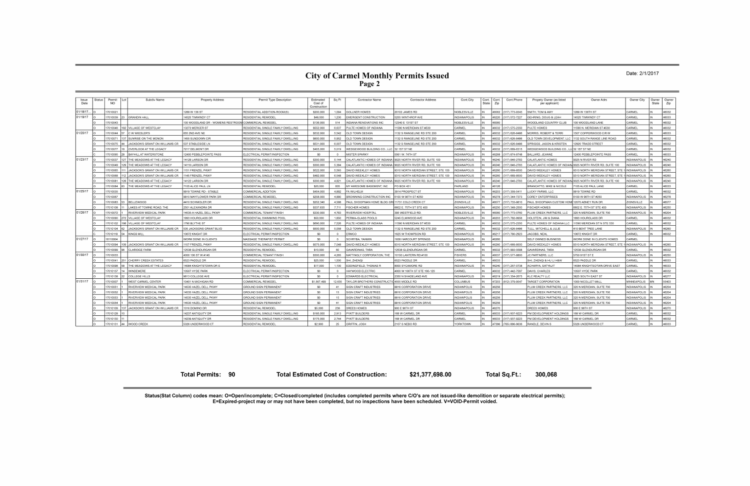# City of Carmel Monthly Permits Issued

## Page 2

Date: 2/1/2017

| Issue Date | Status | Permit NO | Lot | Subdiv Name | Property Address | Permit Type Description | Estimated Cost of Construction | Sq Ft | Contractor Name | Contractor Address | Cont.City | Cont. State | Cont. Zip | Cont.Phone | Propety Owner (as listed per applicant) | Owner Adrs | Owner City | Owner State | Owner Zip |
|---|---|---|---|---|---|---|---|---|---|---|---|---|---|---|---|---|---|---|---|
| 01/18/17... | O | 17010021 | | | 1289 W 136 ST | RESIDENTIAL ADDITION-ROOM(S) | $200,000 | 1,094 | GOLLNER HOMES | 20102 JAMES RD | NOBLESVILLE | IN | 46062 | (317) 773-9343 | SMITH, TOM & AMY | 1289 W 136TH ST | CARMEL | IN | 46032 |
| 01/19/17 | O | 17010039 | 23 | GRANDIN HALL | 14525 TIMMINDY CT | RESIDENTIAL REMODEL | $48,000 | 1,230 | EMERGENT CONSTRUCTION | 5255 WINTHROP AVE | INDIANAPOLIS | IN | 46220 | (317) 572-7227 | GEHRING, DOUG & LEAH | 14525 TIMMINDY CT | CARMEL | IN | 46033 |
| | O | 17010043 | | | 100 WOODLAND DR - WOMENS RESTROOM | COMMERCIAL REMODEL | $136,000 | 514 | INDIANA RENOVATIONS INC | 12340 E 131ST ST | NOBLESVILLE | IN | 46060 | | WOODLAND COUNTRY CLUB | 100 WOODLAND LANE | CARMEL | IN | 46032 |
| | O | 17010046 | 182 | VILLAGE OF WESTCLAY | 13273 MERCER ST | RESIDENTIAL SINGLE FAMILY DWELLING | $552,000 | 6,637 | PULTE HOMES OF INDIANA | 11590 N MERIDIAN ST #530 | CARMEL | IN | 46032 | (317) 575-2350 | PULTE HOMES | 11590 N. MERIDIAN ST #530 | CARMEL | IN | 46032 |
| 01/20/17 | O | 17010044 | 57 | C W WIEDLER'S | 605 2ND AVE NE | RESIDENTIAL SINGLE FAMILY DWELLING | $332,000 | 5,542 | OLD TOWN DESIGN | 1132 S RANGELINE RD STE 200 | CARMEL | IN | 46032 | (317) 626-8486 | MORRIS, ROBERT & TERRI | 1507 COPPERWOOD CIR W | CARMEL | IN | 46033 |
| | O | 17010071 | 137 | SUNRISE ON THE MONON | 1455 SUNDOWN CIR | RESIDENTIAL SINGLE FAMILY DWELLING | $600,000 | 5,952 | OLD TOWN DESIGN | 1132 S RANGELINE RD STE 200 | CARMEL | IN | 46032 | (317) 626-8486 | OLD TOWN DEVELOPMENT, LLC | 1132 SOUTH RANGE LINE ROAD | CARMEL | IN | 46032 |
| | O | 17010075 | 44 | JACKSON'S GRANT ON WILLIAMS CR | 537 STABLESIDE LN | RESIDENTIAL SINGLE FAMILY DWELLING | $531,000 | 6,007 | OLD TOWN DESIGN | 1132 S RANGELINE RD STE 200 | CARMEL | IN | 46032 | (317) 626-8486 | SPRIGGS, JASON & KRISTEN | 12920 TRADD STREET | CARMEL | IN | 46032 |
| | C | 17010077 | 18 | OVERLOOK AT THE LEGACY | 7217 DELMONT DR | RESIDENTIAL SINGLE FAMILY DWELLING | $405,000 | 5,019 | WEDGEWOOD BUILDING CO., LLC | 32 1ST ST NE | CARMEL | IN | 46032 | (317) 669-6315 | WEDGEWOOD BUILDING CO., LLC | 32 1ST ST NE | CARMEL | IN | 46032 |
| | C | 17010095 | 28 | BAYHILL AT WATERSTONE | 12400 PEBBLEPOINTE PASS | ELECTRICAL PERMIT/INSPECTION | $0 | 0 | MISTER SPARKY | 5561 W. 74TH ST | INDIANAPOLIS | IN | 46268 | (317) 874-8748 | BALLARD, JEANNE | 12400 PEBBLEPOINTE PASS | CARMEL | IN | 46033 |
| 01/23/17 | O | 17010037 | 127 | THE MEADOWS AT THE LEGACY | 14128 LARSON DR | RESIDENTIAL SINGLE FAMILY DWELLING | $300,000 | 5,144 | CALATLANTIC HOMES OF INDIANA | 9025 NORTH RIVER RD, SUITE 100 | INDIANAPOLIS | IN | 46240 | (317) 846-2783 | CALATLANTIC HOMES | 9025 N RIVER RD | INDIANAPOLIS | IN | 46240 |
| | O | 17010049 | 129 | THE MEADOWS AT THE LEGACY | 14116 LARSON DR | RESIDENTIAL SINGLE FAMILY DWELLING | $300,000 | 5,384 | CALATLANTIC HOMES OF INDIANA | 9025 NORTH RIVER RD, SUITE 100 | INDIANAPOLIS | IN | 46240 | (317) 846-2783 | CALATLANTIC HOMES OF INDIANA | 9025 NORTH RIVER RD, SUITE 100 | INDIANAPOLIS | IN | 46240 |
| | O | 17010065 | 111 | JACKSON'S GRANT ON WILLIAMS CR | 1151 FRENZEL PKWY | RESIDENTIAL SINGLE FAMILY DWELLING | $522,000 | 5,593 | DAVID WEEKLEY HOMES | 9310 NORTH MERIDIAN STREET, STE 100 | INDIANAPOLIS | IN | 46260 | (317) 669-8500 | DAVID WEEKLEY HOMES | 9310 NORTH MERIDIAN STREET, STE 1 | INDIANAPOLIS | IN | 46260 |
| | O | 17010068 | 112 | JACKSON'S GRANT ON WILLIAMS CR | 1145 FRENZEL PKWY | RESIDENTIAL SINGLE FAMILY DWELLING | $482,000 | 6,548 | DAVID WEEKLEY HOMES | 9310 NORTH MERIDIAN STREET, STE 100 | INDIANAPOLIS | IN | 46260 | (317) 669-8500 | DAVID WEEKLEY HOMES | 9310 NORTH MERIDIAN STREET, STE 1 | INDIANAPOLIS | IN | 46260 |
| | O | 17010081 | 128 | THE MEADOWS AT THE LEGACY | 14122 LARSON DR | RESIDENTIAL SINGLE FAMILY DWELLING | $300,000 | 4,821 | CALATLANTIC HOMES OF INDIANA | 9025 NORTH RIVER RD, SUITE 100 | INDIANAPOLIS | IN | 46240 | (317) 846-2783 | CALATLANTIC HOMES OF INDIANA | 9025 NORTH RIVER RD, SUITE 100 | INDIANAPOLIS | IN | 46240 |
| | O | 17010084 | 83 | THE MEADOWS AT THE LEGACY | 7105 ALICE PAUL LN | RESIDENTIAL REMODEL | $20,000 | 805 | MY AWESOME BASEMENT, INC | PO BOX 431 | FAIRLAND | IN | 46126 | | BRANCATTO, MIKE & NICOLE | 7105 ALICE PAUL LANE | CARMEL | IN | 46033 |
| 01/25/17 | O | 17010035 | | | 9919 TOWNE RD - STABLE | COMMERCIAL ADDITION | $454,000 | 4,892 | FA WILHELM | 3914 PROSPECT ST | INDIANAPOLIS | IN | 46203 | (317) 359-5411 | LUCKY FARMS, LLC | 9919 TOWNE RD | CARMEL | IN | 46032 |
| | O | 17010067 | | | 9810 MAYFLOWER PARK DR | COMMERCIAL REMODEL | $208,000 | 4,880 | BROWNING CONSTRUCTION INC | 6100 W 96TH ST #250 | INDIANAPOLIS | IN | 46278 | (317) 344-7373 | COREY ENTERPRISES | 6100 W 96TH ST #250 | INDIANAPOLIS | IN | 46278 |
| | O | 17010083 | 53 | BELLEWOOD | 4410 SCHNEIDER DR | RESIDENTIAL SINGLE FAMILY DWELLING | $252,340 | 4,588 | PAUL SHOOPMAN HOME BLDG GR | 11751 COLD CREEK CT | ZIONSVILLE | IN | 46077 | (317) 733-9810 | PAUL SHOOPMAN CUSTOM HOME | 12070 ABNEY RUN DR | ZIONSVILLE | IN | 46077 |
| | O | 17010108 | 11 | LAKES AT TOWNE ROAD, THE | 2501 ALEXANDRA DR | RESIDENTIAL SINGLE FAMILY DWELLING | $337,635 | 7,711 | FISCHER HOMES | 6602 E. 75TH ST STE 400 | INDIANAPOLIS | IN | 46250 | (317) 348-2500 | FISCHER HOMES | 6602 E. 75TH ST STE 400 | INDIANAPOLIS | IN | 46250 |
| 01/26/17 | O | 17010072 | 1 | RIVERVIEW MEDICAL PARK | 14535-A HAZEL DELL PKWY | COMMERCIAL TENANT FINISH | $330,000 | 4,783 | RIVERVIEW HOSPITAL | 395 WESTFIELD RD | NOBLESVILLE | IN | 46060 | (317) 773-0760 | PLUM CREEK PARTNERS, LLC | 320 N MERIDIAN, SUITE 700 | INDIANAPOLIS | IN | 46204 |
| | O | 17010090 | 272 | VILLAGE OF WESTCLAY | 1893 HOURGLASS DR | RESIDENTIAL SWIMMING POOL | $50,000 | 1,850 | PERMA-GLASS POOLS | 5245 ELMWOOD AVE | INDIANAPOLIS | IN | 46203 | (317) 782-9956 | HOLSTEIN, JIM & DIANA | 1893 HOURGLASS DR | CARMEL | IN | 46032 |
| | O | 17010102 | 198 | VILLAGE OF WESTCLAY | 1790 BLYTHE ST | RESIDENTIAL SINGLE FAMILY DWELLING | $690,000 | 7,526 | PULTE HOMES OF INDIANA | 11590 N MERIDIAN ST #530 | CARMEL | IN | 46032 | (317) 575-2350 | PULTE HOMES OF INDIANA LLC | 11590 MERIDIAN ST N STE 530 | CARMEL | IN | 46032 |
| | O | 17010104 | 62 | JACKSON'S GRANT ON WILLIAMS CR | 535 JACKSONS GRANT BLVD | RESIDENTIAL SINGLE FAMILY DWELLING | $600,000 | 5,058 | OLD TOWN DESIGN | 1132 S RANGELINE RD STE 200 | CARMEL | IN | 46032 | (317) 626-8486 | TULL, MITCHELL & JULIE | 410 BENT TREE LANE | INDIANAPOLIS | IN | 46260 |
| | C | 17010118 | 54 | KINGS MILL | 10672 KNIGHT DR | ELECTRICAL PERMIT/INSPECTION | $0 | 0 | ERMCO | 1625 W THOMPSON RD | INDIANAPOLIS | IN | 46217 | (317) 780-2923 | JACOBS, NEAL | 10672 KNIGHT DR | CARMEL | IN | 46032 |
| 01/27/17 | O | 16110004 | | | WORK DONE IN CLIENTS | MASSAGE THERAPIST PERMIT | $0 | 0 | SCHRYBA, YANMIN | 1938 HARCOURT SPRINGS | INDIANAPOLIS | IN | 46260 | | SELF OWNED BUSINESS | WORK DONE IN CLIENTS HOMES | CARMEL | | |
| | O | 17010094 | 109 | JACKSON'S GRANT ON WILLIAMS CR | 1157 FRENZEL PKWY | RESIDENTIAL SINGLE FAMILY DWELLING | $575,000 | 7,048 | DAVID WEEKLEY HOMES | 9310 NORTH MERIDIAN STREET, STE 100 | INDIANAPOLIS | IN | 46260 | (317) 669-8500 | DAVID WEEKLEY HOMES | 9310 NORTH MERIDIAN STREET, STE 1 | INDIANAPOLIS | IN | 46260 |
| | O | 17010099 | 90 | CLARIDGE FARM | 12538 GLENDURGAN DR | RESIDENTIAL REMODEL | $10,000 | 60 | GAVARDINAS, TARA | 12538 GLENDURGAN DR | CARMEL | IN | 46032 | (317) 993-0598 | GAVARDINAS, TARA | 12538 GLENDURGAN DR | CARMEL | IN | 46032 |
| 01/30/17 | O | 17010033 | | | 4000 106 ST W #145 | COMMERCIAL TENANT FINISH | $300,000 | 4,265 | MATTINGLY CORPORATION, THE | 10150 LANTERN RD #100 | FISHERS | IN | 46037 | (317) 577-8800 | JC PARTNERS, LLC | 5750 91ST ST E | INDIANAPOLIS | IN | 46250 |
| | O | 17010041 | 251 | CHERRY CREEK ESTATES | 6523 PADDLE DR | RESIDENTIAL REMODEL | $25,000 | 1,500 | SHI, ZHENQI | 6523 PADDLE DR | CARMEL | IN | 46033 | | SHI, ZHENQI & HU LI H&W | 6523 PADDLE DR | CARMEL | IN | 46033 |
| | O | 17010098 | 58 | THE MEADOWS AT THE LEGACY | 14084 KNIGHTSTOWN DR E | RESIDENTIAL REMODEL | $17,000 | 1,100 | EDDINGFIELD, THOMAS R | 8000 SYCAMORE RD | INDIANAPOLIS | IN | 46240 | (317) 257-0738 | ACHARYA, SATYAJIT | 14084 KNIGHTSTOWN DRIVE EAST | CARMEL | IN | 46033 |
| | C | 17010137 | 14 | WINDEMERE | 10507 HYDE PARK | ELECTRICAL PERMIT/INSPECTION | $0 | 0 | HAYWOOD ELECTRIC | 4000 W 106TH ST STE 160-120 | CARMEL | IN | 46032 | (317) 442-7597 | DAVIS, CHARLES | 10507 HYDE PARK | CARMEL | IN | 46032 |
| | C | 17010138 | 22 | COLLEGE HILLS | 9613 COLLEGE AVE | ELECTRICAL PERMIT/INSPECTION | $0 | 0 | EDWARDS ELECTRICAL | 2350 N SHADELAND AVE | INDIANAPOLIS | IN | 46219 | (317) 354-2675 | KLC REALTY LLC | 3825 SOUTH EAST ST | INDIANAPOLIS | IN | 46277 |
| 01/31/17 | O | 17010007 | 1 | WEST CARMEL CENTER | 10401 N MICHIGAN RD | COMMERCIAL REMODEL | $1,567,400 | 12,635 | TAYLOR BROTHERS CONSTRUCTIO | 4555 MIDDLE RD | COLUMBUS | IN | 47203 | (812) 379-9547 | TARGET CORPORATION | 1000 NICOLLET MALL | MINNEAPOLIS | MN | 55403 |
| | O | 17010051 | 1 | RIVERVIEW MEDICAL PARK | 14535 HAZEL DELL PKWY | GROUND SIGN PERMANENT | $0 | 41 | SIGN CRAFT INDUSTRIES | 8816 CORPORATION DRIVE | INDIANPOLIS | IN | 46256 | | PLUM CREEK PARTNERS, LLC | 320 N MERIDIAN, SUITE 700 | INDIANAPOLIS | IN | 46204 |
| | O | 17010052 | 1 | RIVERVIEW MEDICAL PARK | 14535 HAZEL DELL PKWY | GROUND SIGN PERMANENT | $0 | 15 | SIGN CRAFT INDUSTRIES | 8816 CORPORATION DRIVE | INDIANPOLIS | IN | 46256 | | PLUM CREEK PARTNERS, LLC | 320 N MERIDIAN, SUITE 700 | INDIANAPOLIS | IN | 46204 |
| | O | 17010053 | 1 | RIVERVIEW MEDICAL PARK | 14535 HAZEL DELL PKWY | GROUND SIGN PERMANENT | $0 | 15 | SIGN CRAFT INDUSTRIES | 8816 CORPORATION DRIVE | INDIANPOLIS | IN | 46256 | | PLUM CREEK PARTNERS, LLC | 320 N MERIDIAN, SUITE 700 | INDIANAPOLIS | IN | 46204 |
| | O | 17010054 | 1 | RIVERVIEW MEDICAL PARK | 14535 HAZEL DELL PKWY | GROUND SIGN PERMANENT | $0 | 41 | SIGN CRAFT INDUSTRIES | 8816 CORPORATION DRIVE | INDIANPOLIS | IN | 46256 | | PLUM CREEK PARTNERS, LLC | 320 N MERIDIAN, SUITE 700 | INDIANAPOLIS | IN | 46204 |
| | O | 17010109 | 137 | JACKSON'S GRANT ON WILLIAMS CR | 1016 DOMINO DR | RESIDENTIAL REMODEL | $5,000 | 238 | DREES HOMES | 900 E 96TH ST | INDIANAPOLIS | IN | 46270 | | DREES HOMES | 900 E 96TH ST | INDIANAPOLIS | IN | 46270 |
| | O | 17010128 | 10 | | 14237 ANTIQUITY DR | RESIDENTIAL SINGLE FAMILY DWELLING | $185,000 | 2,913 | PYATT BUILDERS | 168 W CARMEL DR | CARMEL | IN | 46033 | (317) 937-9223 | PM DEVELOPMENT HOLDINGS | 168 W CARMEL DR | CARMEL | IN | 46032 |
| | O | 17010130 | 11 | | 14239 ANTIQUITY DR | RESIDENTIAL SINGLE FAMILY DWELLING | $175,000 | 2,744 | PYATT BUILDERS | 168 W CARMEL DR | CARMEL | IN | 46033 | (317) 937-9223 | PM DEVELOPMENT HOLDINGS | 168 W CARMEL DR | CARMEL | IN | 46032 |
| | O | 17010131 | 44 | WOOD CREEK | 5326 UNDERWOOD CT | RESIDENTIAL REMODEL | $2,900 | 25 | GRIFFIN, JOSH | 2107 S NEBO RD | YORKTOWN | IN | 47396 | (765) 896-9636 | RANDLE, DEVIN S | 5326 UNDERWOOD CT | CARMEL | IN | 46033 |

**Total Permits: 90** **Total Estimated Cost of Construction: $21,377,698.00** **Total Sq.Ft.: 300,068**

**Status(Stat Column) codes mean: O=Open/incomplete; C=Closed/completed (includes completed permits where C/O's are not issued-like demolition or separate electrical permits); E=Expired-project may or may not have been completed, but no inspections have been scheduled. V=VOID-Permit voided.**